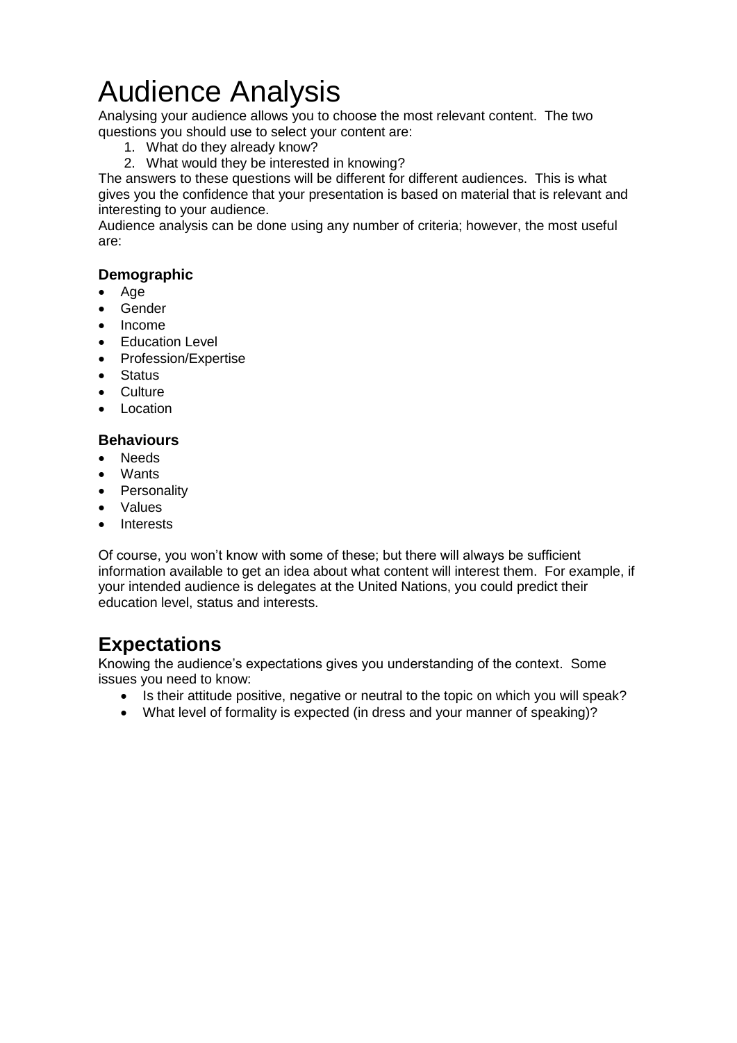# Audience Analysis

Analysing your audience allows you to choose the most relevant content. The two questions you should use to select your content are:

1. What do they already know?
2. What would they be interested in knowing?

The answers to these questions will be different for different audiences. This is what gives you the confidence that your presentation is based on material that is relevant and interesting to your audience.

Audience analysis can be done using any number of criteria; however, the most useful are:

### Demographic

- Age
- Gender
- Income
- Education Level
- Profession/Expertise
- Status
- Culture
- Location

### Behaviours

- Needs
- Wants
- Personality
- Values
- Interests

Of course, you won't know with some of these; but there will always be sufficient information available to get an idea about what content will interest them. For example, if your intended audience is delegates at the United Nations, you could predict their education level, status and interests.

## Expectations

Knowing the audience's expectations gives you understanding of the context. Some issues you need to know:

- Is their attitude positive, negative or neutral to the topic on which you will speak?
- What level of formality is expected (in dress and your manner of speaking)?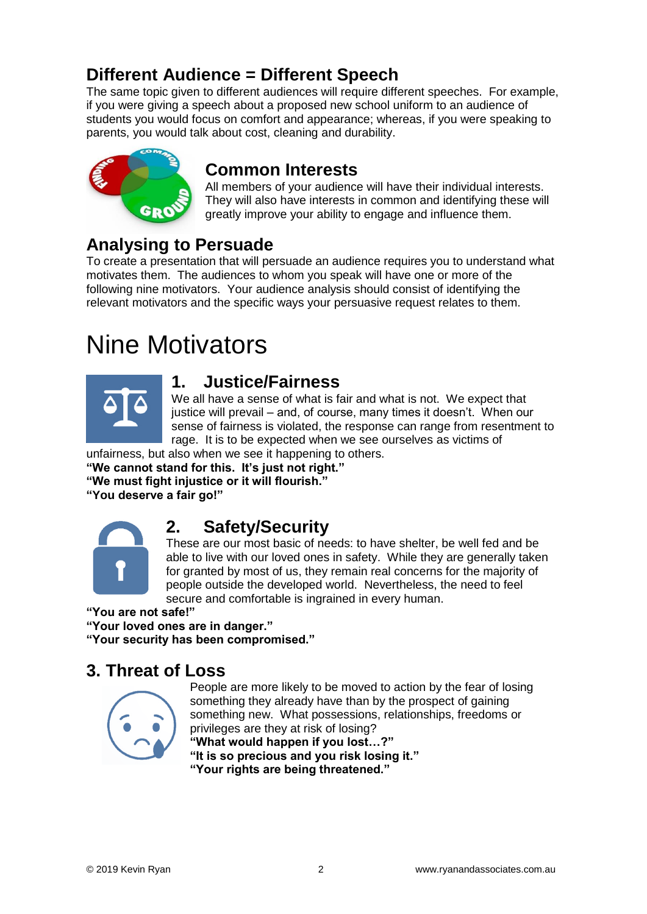## Different Audience = Different Speech

The same topic given to different audiences will require different speeches. For example, if you were giving a speech about a proposed new school uniform to an audience of students you would focus on comfort and appearance; whereas, if you were speaking to parents, you would talk about cost, cleaning and durability.

### Common Interests

All members of your audience will have their individual interests. They will also have interests in common and identifying these will greatly improve your ability to engage and influence them.

## Analysing to Persuade

To create a presentation that will persuade an audience requires you to understand what motivates them. The audiences to whom you speak will have one or more of the following nine motivators. Your audience analysis should consist of identifying the relevant motivators and the specific ways your persuasive request relates to them.

# Nine Motivators

### 1. Justice/Fairness

We all have a sense of what is fair and what is not. We expect that justice will prevail – and, of course, many times it doesn't. When our sense of fairness is violated, the response can range from resentment to rage. It is to be expected when we see ourselves as victims of unfairness, but also when we see it happening to others.

**"We cannot stand for this. It's just not right."**
**"We must fight injustice or it will flourish."**
**"You deserve a fair go!"**

### 2. Safety/Security

These are our most basic of needs: to have shelter, be well fed and be able to live with our loved ones in safety. While they are generally taken for granted by most of us, they remain real concerns for the majority of people outside the developed world. Nevertheless, the need to feel secure and comfortable is ingrained in every human.

**"You are not safe!"**
**"Your loved ones are in danger."**
**"Your security has been compromised."**

### 3. Threat of Loss

People are more likely to be moved to action by the fear of losing something they already have than by the prospect of gaining something new. What possessions, relationships, freedoms or privileges are they at risk of losing?

**"What would happen if you lost…?"**
**"It is so precious and you risk losing it."**
**"Your rights are being threatened."**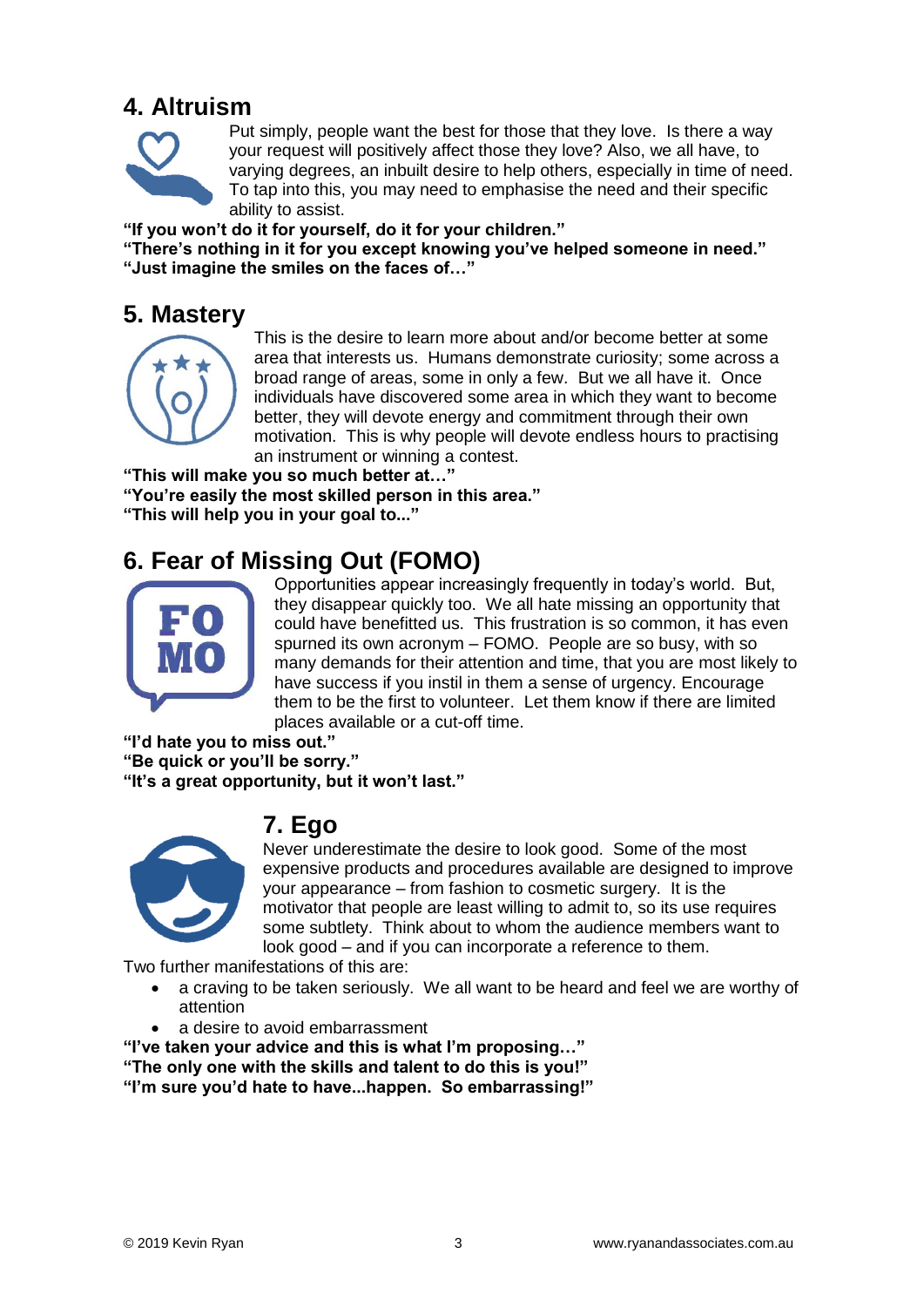## 4. Altruism

Put simply, people want the best for those that they love. Is there a way your request will positively affect those they love? Also, we all have, to varying degrees, an inbuilt desire to help others, especially in time of need. To tap into this, you may need to emphasise the need and their specific ability to assist.

**"If you won't do it for yourself, do it for your children."**
**"There's nothing in it for you except knowing you've helped someone in need."**
**"Just imagine the smiles on the faces of…"**

## 5. Mastery

This is the desire to learn more about and/or become better at some area that interests us. Humans demonstrate curiosity; some across a broad range of areas, some in only a few. But we all have it. Once individuals have discovered some area in which they want to become better, they will devote energy and commitment through their own motivation. This is why people will devote endless hours to practising an instrument or winning a contest.

**"This will make you so much better at…"**
**"You're easily the most skilled person in this area."**
**"This will help you in your goal to..."**

## 6. Fear of Missing Out (FOMO)

Opportunities appear increasingly frequently in today's world. But, they disappear quickly too. We all hate missing an opportunity that could have benefitted us. This frustration is so common, it has even spurned its own acronym – FOMO. People are so busy, with so many demands for their attention and time, that you are most likely to have success if you instil in them a sense of urgency. Encourage them to be the first to volunteer. Let them know if there are limited places available or a cut-off time.

**"I'd hate you to miss out."**
**"Be quick or you'll be sorry."**
**"It's a great opportunity, but it won't last."**

## 7. Ego

Never underestimate the desire to look good. Some of the most expensive products and procedures available are designed to improve your appearance – from fashion to cosmetic surgery. It is the motivator that people are least willing to admit to, so its use requires some subtlety. Think about to whom the audience members want to look good – and if you can incorporate a reference to them.

Two further manifestations of this are:

- a craving to be taken seriously. We all want to be heard and feel we are worthy of attention
- a desire to avoid embarrassment

**"I've taken your advice and this is what I'm proposing…"**
**"The only one with the skills and talent to do this is you!"**
**"I'm sure you'd hate to have...happen. So embarrassing!"**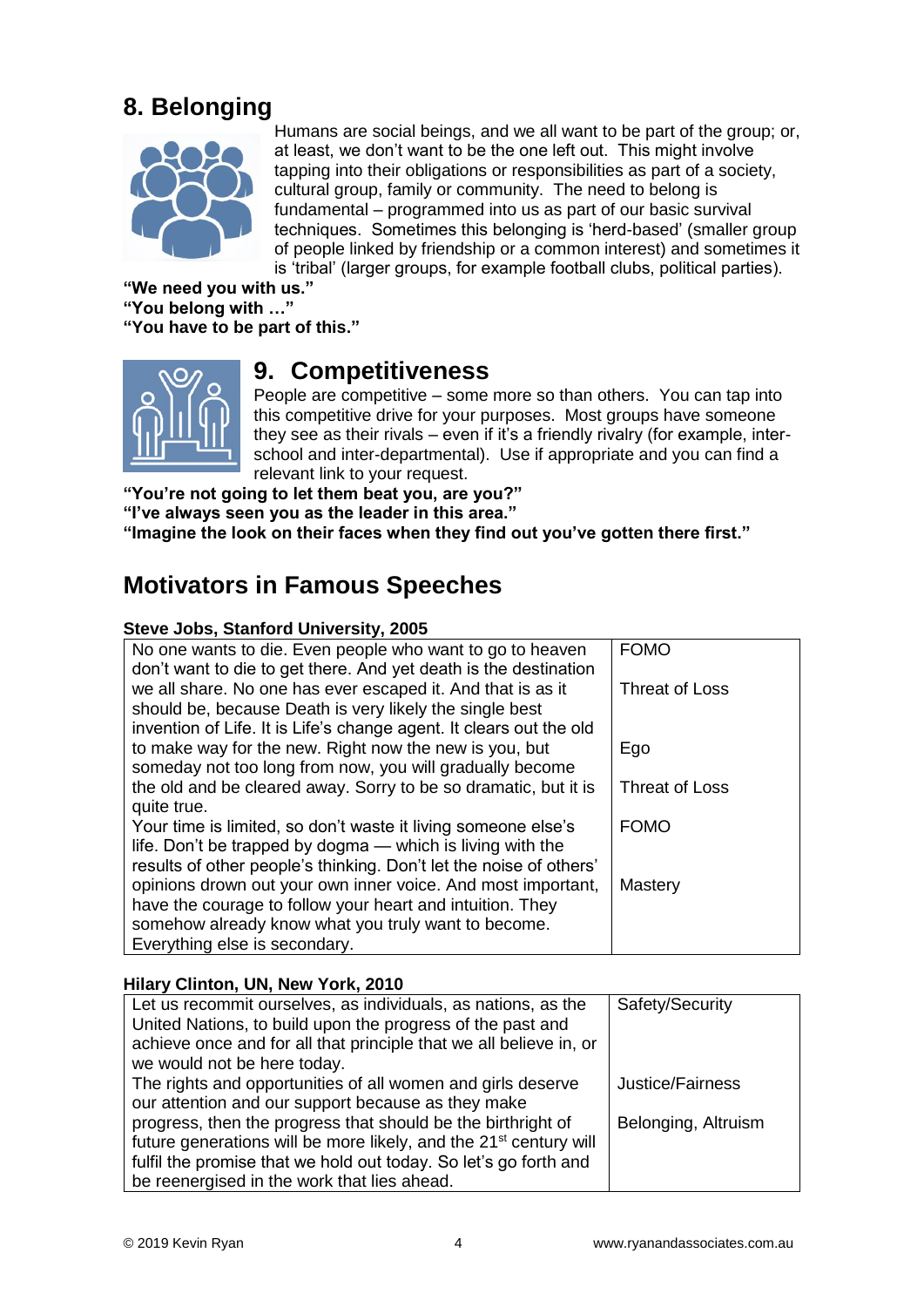## 8. Belonging

Humans are social beings, and we all want to be part of the group; or, at least, we don't want to be the one left out. This might involve tapping into their obligations or responsibilities as part of a society, cultural group, family or community. The need to belong is fundamental – programmed into us as part of our basic survival techniques. Sometimes this belonging is 'herd-based' (smaller group of people linked by friendship or a common interest) and sometimes it is 'tribal' (larger groups, for example football clubs, political parties).

**"We need you with us."**
**"You belong with …"**
**"You have to be part of this."**

## 9. Competitiveness

People are competitive – some more so than others. You can tap into this competitive drive for your purposes. Most groups have someone they see as their rivals – even if it's a friendly rivalry (for example, inter-school and inter-departmental). Use if appropriate and you can find a relevant link to your request.

**"You're not going to let them beat you, are you?"**
**"I've always seen you as the leader in this area."**
**"Imagine the look on their faces when they find out you've gotten there first."**

## Motivators in Famous Speeches

**Steve Jobs, Stanford University, 2005**

| | |
|---|---|
| No one wants to die. Even people who want to go to heaven don't want to die to get there. And yet death is the destination we all share. No one has ever escaped it. And that is as it should be, because Death is very likely the single best invention of Life. It is Life's change agent. It clears out the old to make way for the new. Right now the new is you, but someday not too long from now, you will gradually become the old and be cleared away. Sorry to be so dramatic, but it is quite true. | FOMO<br><br>Threat of Loss<br><br>Ego<br><br>Threat of Loss |
| Your time is limited, so don't waste it living someone else's life. Don't be trapped by dogma — which is living with the results of other people's thinking. Don't let the noise of others' opinions drown out your own inner voice. And most important, have the courage to follow your heart and intuition. They somehow already know what you truly want to become. Everything else is secondary. | FOMO<br><br>Mastery |

**Hilary Clinton, UN, New York, 2010**

| | |
|---|---|
| Let us recommit ourselves, as individuals, as nations, as the United Nations, to build upon the progress of the past and achieve once and for all that principle that we all believe in, or we would not be here today. | Safety/Security |
| The rights and opportunities of all women and girls deserve our attention and our support because as they make progress, then the progress that should be the birthright of future generations will be more likely, and the 21st century will fulfil the promise that we hold out today. So let's go forth and be reenergised in the work that lies ahead. | Justice/Fairness<br><br>Belonging, Altruism |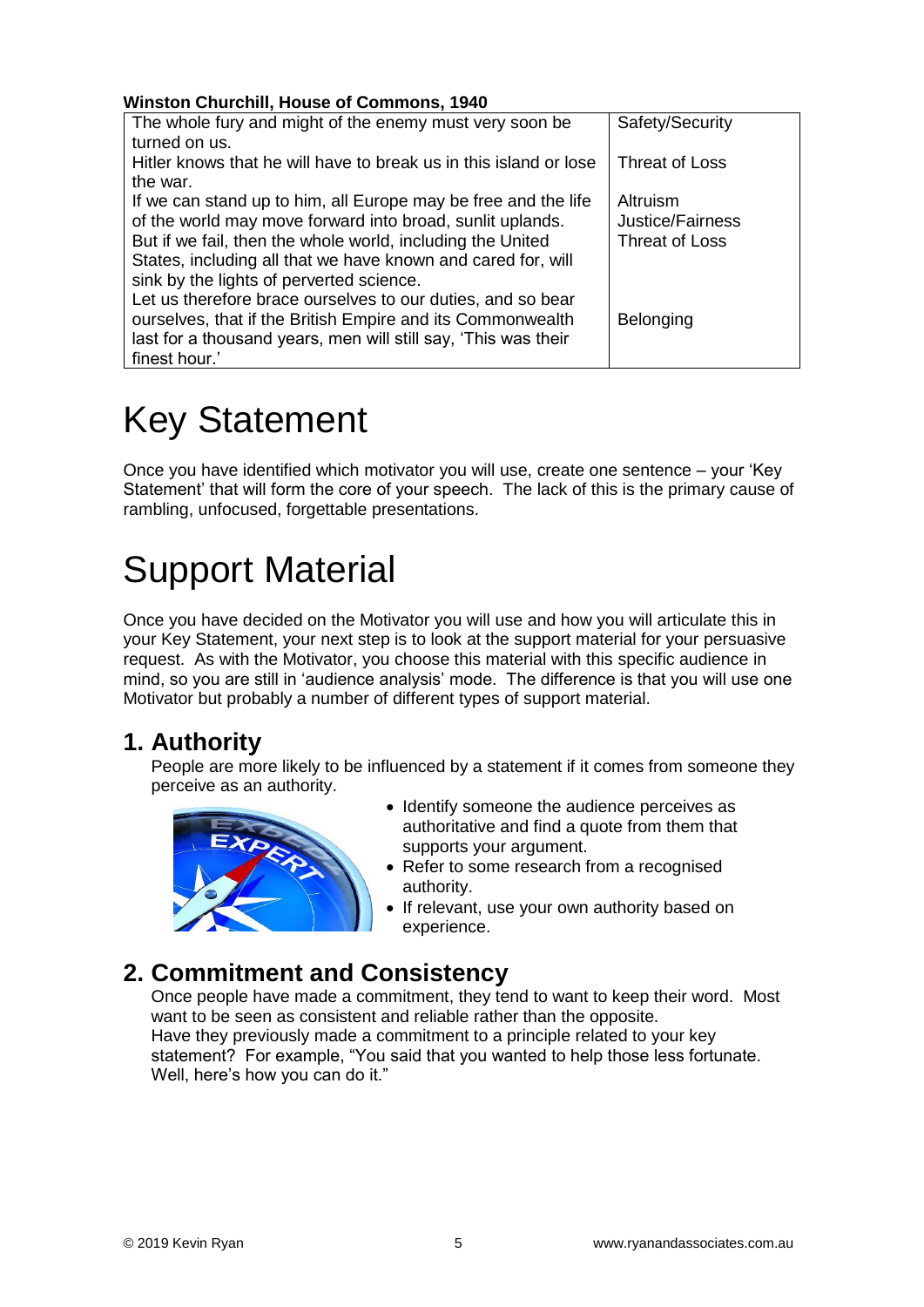**Winston Churchill, House of Commons, 1940**

| | |
|---|---|
| The whole fury and might of the enemy must very soon be turned on us. | Safety/Security |
| Hitler knows that he will have to break us in this island or lose the war. | Threat of Loss |
| If we can stand up to him, all Europe may be free and the life of the world may move forward into broad, sunlit uplands. But if we fail, then the whole world, including the United States, including all that we have known and cared for, will sink by the lights of perverted science. | Altruism<br>Justice/Fairness<br>Threat of Loss |
| Let us therefore brace ourselves to our duties, and so bear ourselves, that if the British Empire and its Commonwealth last for a thousand years, men will still say, 'This was their finest hour.' | Belonging |

# Key Statement

Once you have identified which motivator you will use, create one sentence – your 'Key Statement' that will form the core of your speech. The lack of this is the primary cause of rambling, unfocused, forgettable presentations.

# Support Material

Once you have decided on the Motivator you will use and how you will articulate this in your Key Statement, your next step is to look at the support material for your persuasive request. As with the Motivator, you choose this material with this specific audience in mind, so you are still in 'audience analysis' mode. The difference is that you will use one Motivator but probably a number of different types of support material.

## 1. Authority

People are more likely to be influenced by a statement if it comes from someone they perceive as an authority.

- Identify someone the audience perceives as authoritative and find a quote from them that supports your argument.
- Refer to some research from a recognised authority.
- If relevant, use your own authority based on experience.

## 2. Commitment and Consistency

Once people have made a commitment, they tend to want to keep their word. Most want to be seen as consistent and reliable rather than the opposite.
Have they previously made a commitment to a principle related to your key statement? For example, "You said that you wanted to help those less fortunate. Well, here's how you can do it."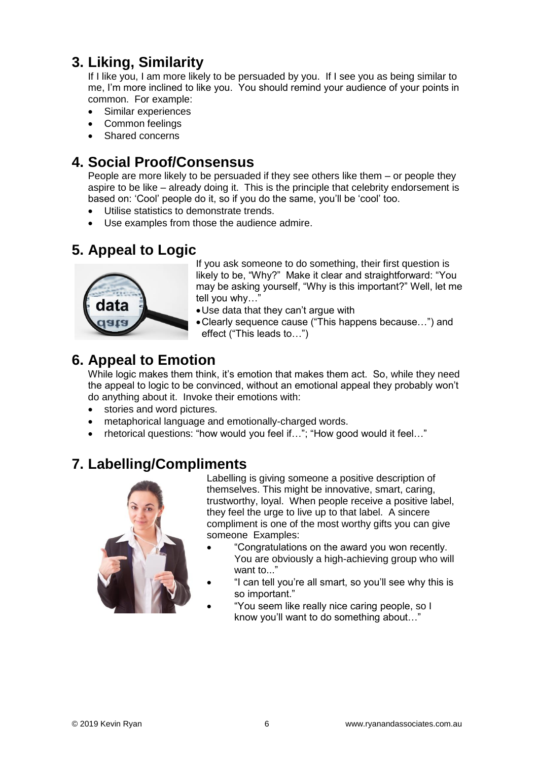## 3. Liking, Similarity

If I like you, I am more likely to be persuaded by you. If I see you as being similar to me, I'm more inclined to like you. You should remind your audience of your points in common. For example:

- Similar experiences
- Common feelings
- Shared concerns

## 4. Social Proof/Consensus

People are more likely to be persuaded if they see others like them – or people they aspire to be like – already doing it. This is the principle that celebrity endorsement is based on: 'Cool' people do it, so if you do the same, you'll be 'cool' too.

- Utilise statistics to demonstrate trends.
- Use examples from those the audience admire.

## 5. Appeal to Logic

If you ask someone to do something, their first question is likely to be, "Why?" Make it clear and straightforward: "You may be asking yourself, "Why is this important?" Well, let me tell you why…"

- Use data that they can't argue with
- Clearly sequence cause ("This happens because…") and effect ("This leads to…")

## 6. Appeal to Emotion

While logic makes them think, it's emotion that makes them act. So, while they need the appeal to logic to be convinced, without an emotional appeal they probably won't do anything about it. Invoke their emotions with:

- stories and word pictures.
- metaphorical language and emotionally-charged words.
- rhetorical questions: "how would you feel if…"; "How good would it feel…"

## 7. Labelling/Compliments

Labelling is giving someone a positive description of themselves. This might be innovative, smart, caring, trustworthy, loyal. When people receive a positive label, they feel the urge to live up to that label. A sincere compliment is one of the most worthy gifts you can give someone Examples:

- "Congratulations on the award you won recently. You are obviously a high-achieving group who will want to..."
- "I can tell you're all smart, so you'll see why this is so important."
- "You seem like really nice caring people, so I know you'll want to do something about…"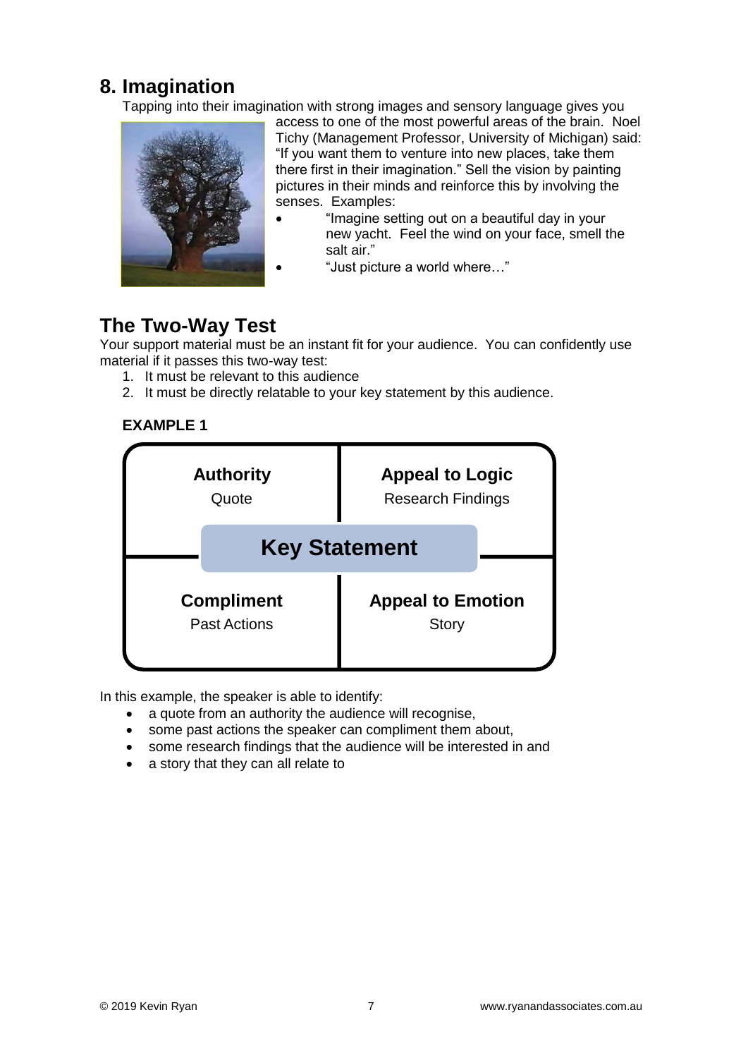## 8. Imagination

Tapping into their imagination with strong images and sensory language gives you access to one of the most powerful areas of the brain. Noel Tichy (Management Professor, University of Michigan) said: "If you want them to venture into new places, take them there first in their imagination." Sell the vision by painting pictures in their minds and reinforce this by involving the senses. Examples:

- "Imagine setting out on a beautiful day in your new yacht. Feel the wind on your face, smell the salt air."
- "Just picture a world where…"

## The Two-Way Test

Your support material must be an instant fit for your audience. You can confidently use material if it passes this two-way test:

1. It must be relevant to this audience
2. It must be directly relatable to your key statement by this audience.

**EXAMPLE 1**

| **Authority**<br>Quote | **Appeal to Logic**<br>Research Findings |
|---|---|
| **Key Statement** | |
| **Compliment**<br>Past Actions | **Appeal to Emotion**<br>Story |

In this example, the speaker is able to identify:

- a quote from an authority the audience will recognise,
- some past actions the speaker can compliment them about,
- some research findings that the audience will be interested in and
- a story that they can all relate to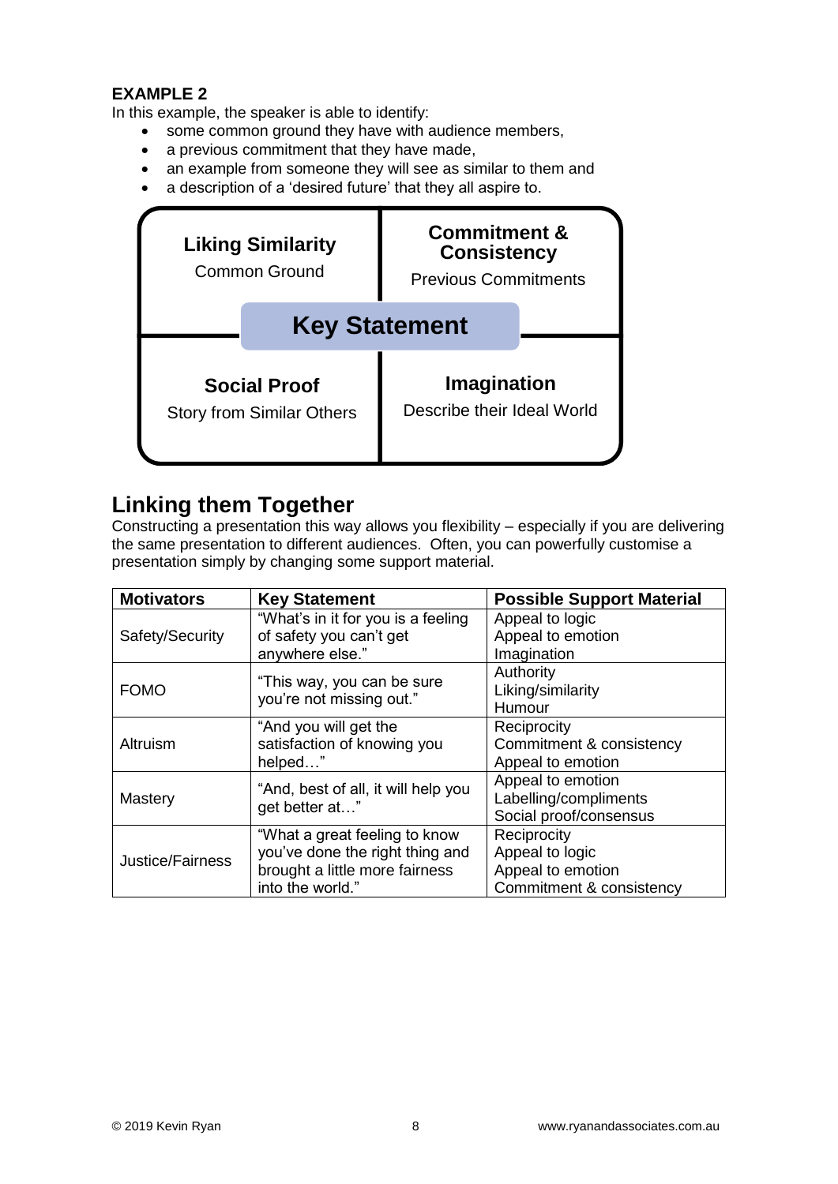**EXAMPLE 2**

In this example, the speaker is able to identify:

- some common ground they have with audience members,
- a previous commitment that they have made,
- an example from someone they will see as similar to them and
- a description of a 'desired future' that they all aspire to.

**Liking Similarity**
Common Ground

**Commitment & Consistency**
Previous Commitments

**Key Statement**

**Social Proof**
Story from Similar Others

**Imagination**
Describe their Ideal World

## Linking them Together

Constructing a presentation this way allows you flexibility – especially if you are delivering the same presentation to different audiences. Often, you can powerfully customise a presentation simply by changing some support material.

| Motivators | Key Statement | Possible Support Material |
|---|---|---|
| Safety/Security | "What's in it for you is a feeling of safety you can't get anywhere else." | Appeal to logic<br>Appeal to emotion<br>Imagination |
| FOMO | "This way, you can be sure you're not missing out." | Authority<br>Liking/similarity<br>Humour |
| Altruism | "And you will get the satisfaction of knowing you helped…" | Reciprocity<br>Commitment & consistency<br>Appeal to emotion |
| Mastery | "And, best of all, it will help you get better at…" | Appeal to emotion<br>Labelling/compliments<br>Social proof/consensus |
| Justice/Fairness | "What a great feeling to know you've done the right thing and brought a little more fairness into the world." | Reciprocity<br>Appeal to logic<br>Appeal to emotion<br>Commitment & consistency |